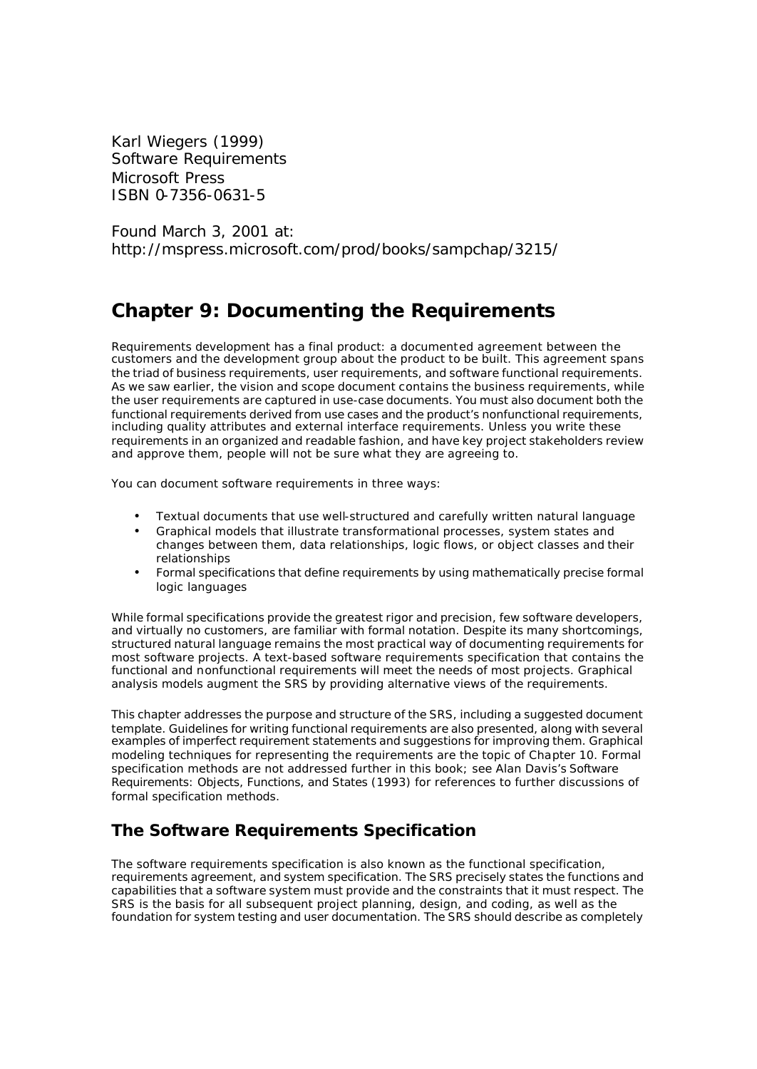Karl Wiegers (1999)
Software Requirements
Microsoft Press
ISBN 0-7356-0631-5

Found March 3, 2001 at:
http://mspress.microsoft.com/prod/books/sampchap/3215/

# Chapter 9: Documenting the Requirements

Requirements development has a final product: a documented agreement between the customers and the development group about the product to be built. This agreement spans the triad of business requirements, user requirements, and software functional requirements. As we saw earlier, the vision and scope document contains the business requirements, while the user requirements are captured in use-case documents. You must also document both the functional requirements derived from use cases and the product's nonfunctional requirements, including quality attributes and external interface requirements. Unless you write these requirements in an organized and readable fashion, and have key project stakeholders review and approve them, people will not be sure what they are agreeing to.

You can document software requirements in three ways:

- Textual documents that use well-structured and carefully written natural language
- Graphical models that illustrate transformational processes, system states and changes between them, data relationships, logic flows, or object classes and their relationships
- Formal specifications that define requirements by using mathematically precise formal logic languages

While formal specifications provide the greatest rigor and precision, few software developers, and virtually no customers, are familiar with formal notation. Despite its many shortcomings, structured natural language remains the most practical way of documenting requirements for most software projects. A text-based software requirements specification that contains the functional and nonfunctional requirements will meet the needs of most projects. Graphical analysis models augment the SRS by providing alternative views of the requirements.

This chapter addresses the purpose and structure of the SRS, including a suggested document template. Guidelines for writing functional requirements are also presented, along with several examples of imperfect requirement statements and suggestions for improving them. Graphical modeling techniques for representing the requirements are the topic of Chapter 10. Formal specification methods are not addressed further in this book; see Alan Davis's Software Requirements: Objects, Functions, and States (1993) for references to further discussions of formal specification methods.

## The Software Requirements Specification

The software requirements specification is also known as the functional specification, requirements agreement, and system specification. The SRS precisely states the functions and capabilities that a software system must provide and the constraints that it must respect. The SRS is the basis for all subsequent project planning, design, and coding, as well as the foundation for system testing and user documentation. The SRS should describe as completely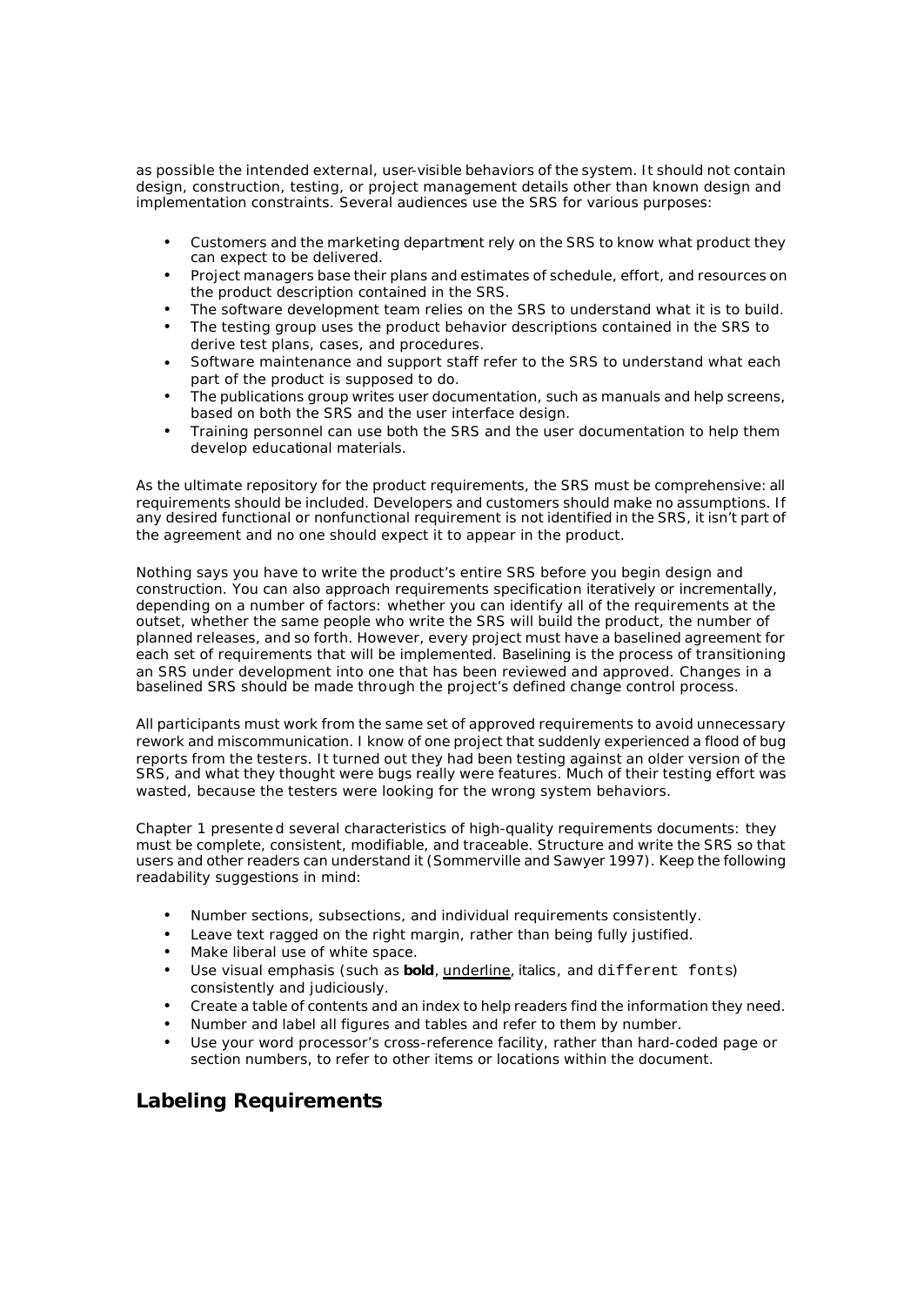as possible the intended external, user-visible behaviors of the system. It should not contain design, construction, testing, or project management details other than known design and implementation constraints. Several audiences use the SRS for various purposes:

- Customers and the marketing department rely on the SRS to know what product they can expect to be delivered.
- Project managers base their plans and estimates of schedule, effort, and resources on the product description contained in the SRS.
- The software development team relies on the SRS to understand what it is to build.
- The testing group uses the product behavior descriptions contained in the SRS to derive test plans, cases, and procedures.
- Software maintenance and support staff refer to the SRS to understand what each part of the product is supposed to do.
- The publications group writes user documentation, such as manuals and help screens, based on both the SRS and the user interface design.
- Training personnel can use both the SRS and the user documentation to help them develop educational materials.

As the ultimate repository for the product requirements, the SRS must be comprehensive: all requirements should be included. Developers and customers should make no assumptions. If any desired functional or nonfunctional requirement is not identified in the SRS, it isn't part of the agreement and no one should expect it to appear in the product.

Nothing says you have to write the product's entire SRS before you begin design and construction. You can also approach requirements specification iteratively or incrementally, depending on a number of factors: whether you can identify all of the requirements at the outset, whether the same people who write the SRS will build the product, the number of planned releases, and so forth. However, every project must have a baselined agreement for each set of requirements that will be implemented. Baselining is the process of transitioning an SRS under development into one that has been reviewed and approved. Changes in a baselined SRS should be made through the project's defined change control process.

All participants must work from the same set of approved requirements to avoid unnecessary rework and miscommunication. I know of one project that suddenly experienced a flood of bug reports from the testers. It turned out they had been testing against an older version of the SRS, and what they thought were bugs really were features. Much of their testing effort was wasted, because the testers were looking for the wrong system behaviors.

Chapter 1 presented several characteristics of high-quality requirements documents: they must be complete, consistent, modifiable, and traceable. Structure and write the SRS so that users and other readers can understand it (Sommerville and Sawyer 1997). Keep the following readability suggestions in mind:

- Number sections, subsections, and individual requirements consistently.
- Leave text ragged on the right margin, rather than being fully justified.
- Make liberal use of white space.
- Use visual emphasis (such as **bold**, <u>underline</u>, *italics*, and `different fonts`) consistently and judiciously.
- Create a table of contents and an index to help readers find the information they need.
- Number and label all figures and tables and refer to them by number.
- Use your word processor's cross-reference facility, rather than hard-coded page or section numbers, to refer to other items or locations within the document.

## Labeling Requirements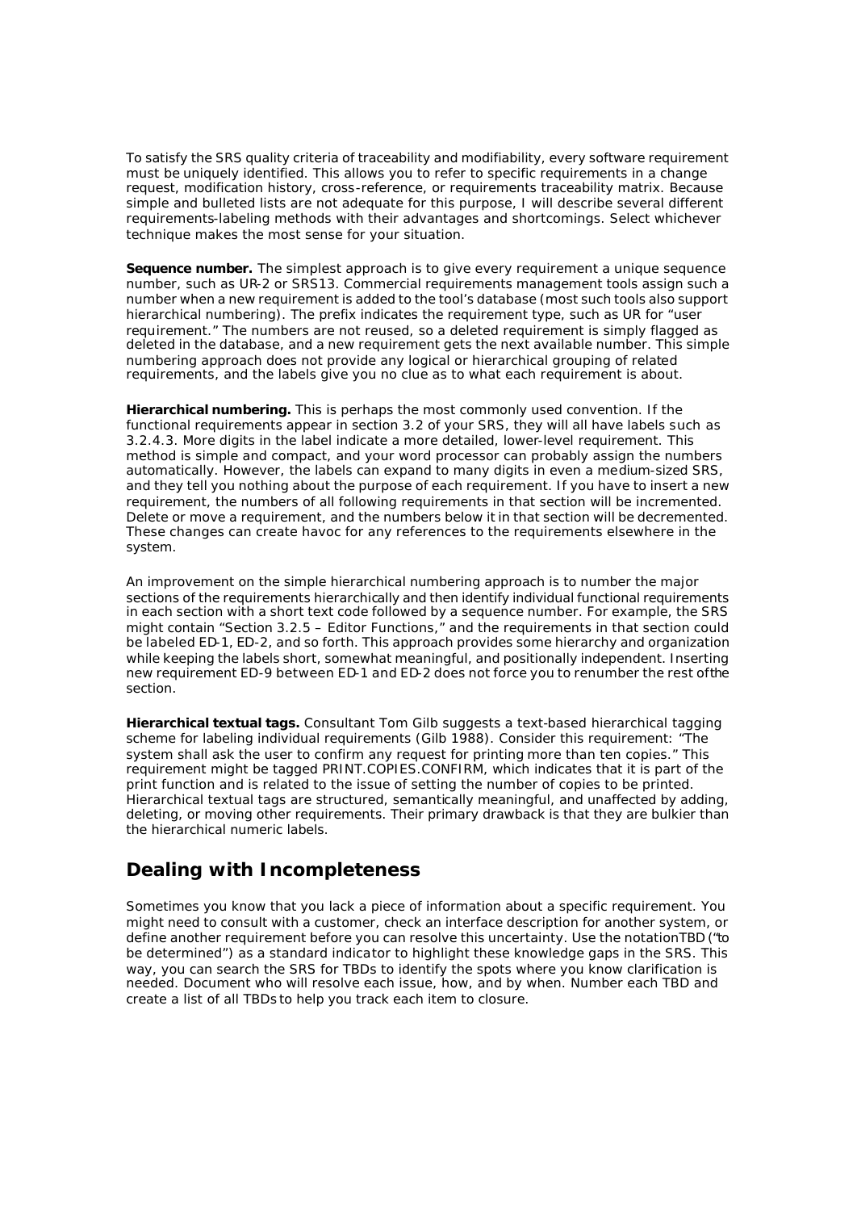To satisfy the SRS quality criteria of traceability and modifiability, every software requirement must be uniquely identified. This allows you to refer to specific requirements in a change request, modification history, cross-reference, or requirements traceability matrix. Because simple and bulleted lists are not adequate for this purpose, I will describe several different requirements-labeling methods with their advantages and shortcomings. Select whichever technique makes the most sense for your situation.

**Sequence number.** The simplest approach is to give every requirement a unique sequence number, such as UR-2 or SRS13. Commercial requirements management tools assign such a number when a new requirement is added to the tool's database (most such tools also support hierarchical numbering). The prefix indicates the requirement type, such as UR for "user requirement." The numbers are not reused, so a deleted requirement is simply flagged as deleted in the database, and a new requirement gets the next available number. This simple numbering approach does not provide any logical or hierarchical grouping of related requirements, and the labels give you no clue as to what each requirement is about.

**Hierarchical numbering.** This is perhaps the most commonly used convention. If the functional requirements appear in section 3.2 of your SRS, they will all have labels such as 3.2.4.3. More digits in the label indicate a more detailed, lower-level requirement. This method is simple and compact, and your word processor can probably assign the numbers automatically. However, the labels can expand to many digits in even a medium-sized SRS, and they tell you nothing about the purpose of each requirement. If you have to insert a new requirement, the numbers of all following requirements in that section will be incremented. Delete or move a requirement, and the numbers below it in that section will be decremented. These changes can create havoc for any references to the requirements elsewhere in the system.

An improvement on the simple hierarchical numbering approach is to number the major sections of the requirements hierarchically and then identify individual functional requirements in each section with a short text code followed by a sequence number. For example, the SRS might contain "Section 3.2.5 – Editor Functions," and the requirements in that section could be labeled ED-1, ED-2, and so forth. This approach provides some hierarchy and organization while keeping the labels short, somewhat meaningful, and positionally independent. Inserting new requirement ED-9 between ED-1 and ED-2 does not force you to renumber the rest of the section.

**Hierarchical textual tags.** Consultant Tom Gilb suggests a text-based hierarchical tagging scheme for labeling individual requirements (Gilb 1988). Consider this requirement: "The system shall ask the user to confirm any request for printing more than ten copies." This requirement might be tagged PRINT.COPIES.CONFIRM, which indicates that it is part of the print function and is related to the issue of setting the number of copies to be printed. Hierarchical textual tags are structured, semantically meaningful, and unaffected by adding, deleting, or moving other requirements. Their primary drawback is that they are bulkier than the hierarchical numeric labels.

## Dealing with Incompleteness

Sometimes you know that you lack a piece of information about a specific requirement. You might need to consult with a customer, check an interface description for another system, or define another requirement before you can resolve this uncertainty. Use the notation TBD ("to be determined") as a standard indicator to highlight these knowledge gaps in the SRS. This way, you can search the SRS for TBDs to identify the spots where you know clarification is needed. Document who will resolve each issue, how, and by when. Number each TBD and create a list of all TBDs to help you track each item to closure.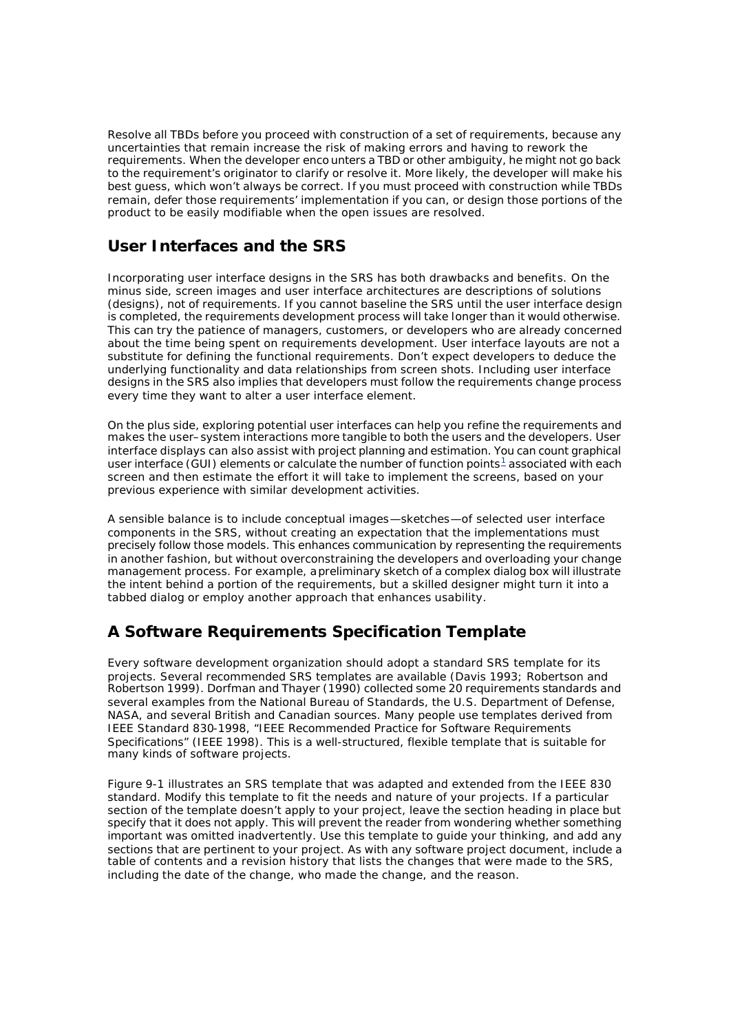Resolve all TBDs before you proceed with construction of a set of requirements, because any uncertainties that remain increase the risk of making errors and having to rework the requirements. When the developer encounters a TBD or other ambiguity, he might not go back to the requirement's originator to clarify or resolve it. More likely, the developer will make his best guess, which won't always be correct. If you must proceed with construction while TBDs remain, defer those requirements' implementation if you can, or design those portions of the product to be easily modifiable when the open issues are resolved.

## User Interfaces and the SRS

Incorporating user interface designs in the SRS has both drawbacks and benefits. On the minus side, screen images and user interface architectures are descriptions of solutions (designs), not of requirements. If you cannot baseline the SRS until the user interface design is completed, the requirements development process will take longer than it would otherwise. This can try the patience of managers, customers, or developers who are already concerned about the time being spent on requirements development. User interface layouts are not a substitute for defining the functional requirements. Don't expect developers to deduce the underlying functionality and data relationships from screen shots. Including user interface designs in the SRS also implies that developers must follow the requirements change process every time they want to alter a user interface element.

On the plus side, exploring potential user interfaces can help you refine the requirements and makes the user–system interactions more tangible to both the users and the developers. User interface displays can also assist with project planning and estimation. You can count graphical user interface (GUI) elements or calculate the number of function points[1] associated with each screen and then estimate the effort it will take to implement the screens, based on your previous experience with similar development activities.

A sensible balance is to include conceptual images—sketches—of selected user interface components in the SRS, without creating an expectation that the implementations must precisely follow those models. This enhances communication by representing the requirements in another fashion, but without overconstraining the developers and overloading your change management process. For example, a preliminary sketch of a complex dialog box will illustrate the intent behind a portion of the requirements, but a skilled designer might turn it into a tabbed dialog or employ another approach that enhances usability.

## A Software Requirements Specification Template

Every software development organization should adopt a standard SRS template for its projects. Several recommended SRS templates are available (Davis 1993; Robertson and Robertson 1999). Dorfman and Thayer (1990) collected some 20 requirements standards and several examples from the National Bureau of Standards, the U.S. Department of Defense, NASA, and several British and Canadian sources. Many people use templates derived from IEEE Standard 830-1998, "IEEE Recommended Practice for Software Requirements Specifications" (IEEE 1998). This is a well-structured, flexible template that is suitable for many kinds of software projects.

Figure 9-1 illustrates an SRS template that was adapted and extended from the IEEE 830 standard. Modify this template to fit the needs and nature of your projects. If a particular section of the template doesn't apply to your project, leave the section heading in place but specify that it does not apply. This will prevent the reader from wondering whether something important was omitted inadvertently. Use this template to guide your thinking, and add any sections that are pertinent to your project. As with any software project document, include a table of contents and a revision history that lists the changes that were made to the SRS, including the date of the change, who made the change, and the reason.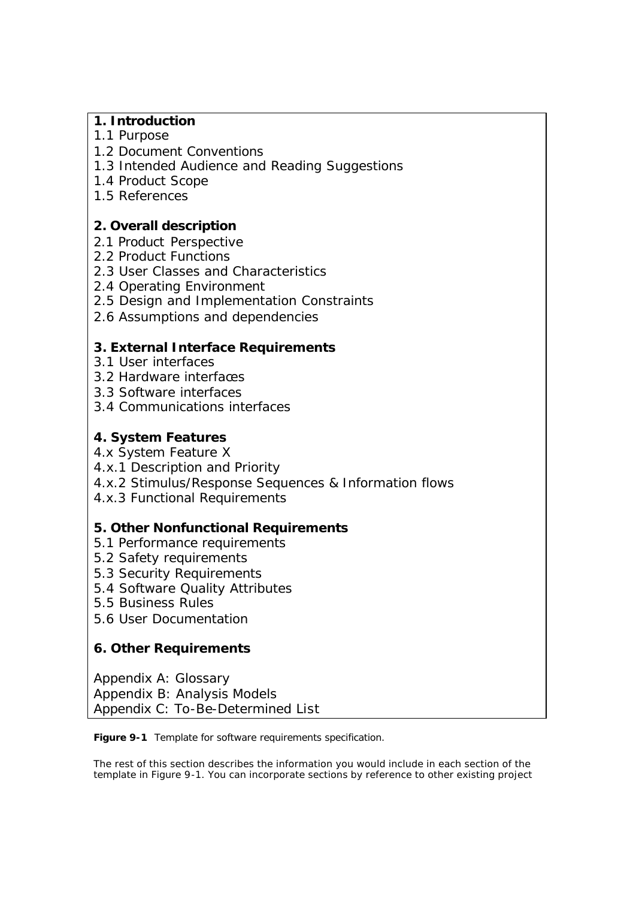**1. Introduction**
1.1 Purpose
1.2 Document Conventions
1.3 Intended Audience and Reading Suggestions
1.4 Product Scope
1.5 References

**2. Overall description**
2.1 Product Perspective
2.2 Product Functions
2.3 User Classes and Characteristics
2.4 Operating Environment
2.5 Design and Implementation Constraints
2.6 Assumptions and dependencies

**3. External Interface Requirements**
3.1 User interfaces
3.2 Hardware interfaces
3.3 Software interfaces
3.4 Communications interfaces

**4. System Features**
4.x System Feature X
4.x.1 Description and Priority
4.x.2 Stimulus/Response Sequences & Information flows
4.x.3 Functional Requirements

**5. Other Nonfunctional Requirements**
5.1 Performance requirements
5.2 Safety requirements
5.3 Security Requirements
5.4 Software Quality Attributes
5.5 Business Rules
5.6 User Documentation

**6. Other Requirements**

Appendix A: Glossary
Appendix B: Analysis Models
Appendix C: To-Be-Determined List

**Figure 9-1** Template for software requirements specification.

The rest of this section describes the information you would include in each section of the template in Figure 9-1. You can incorporate sections by reference to other existing project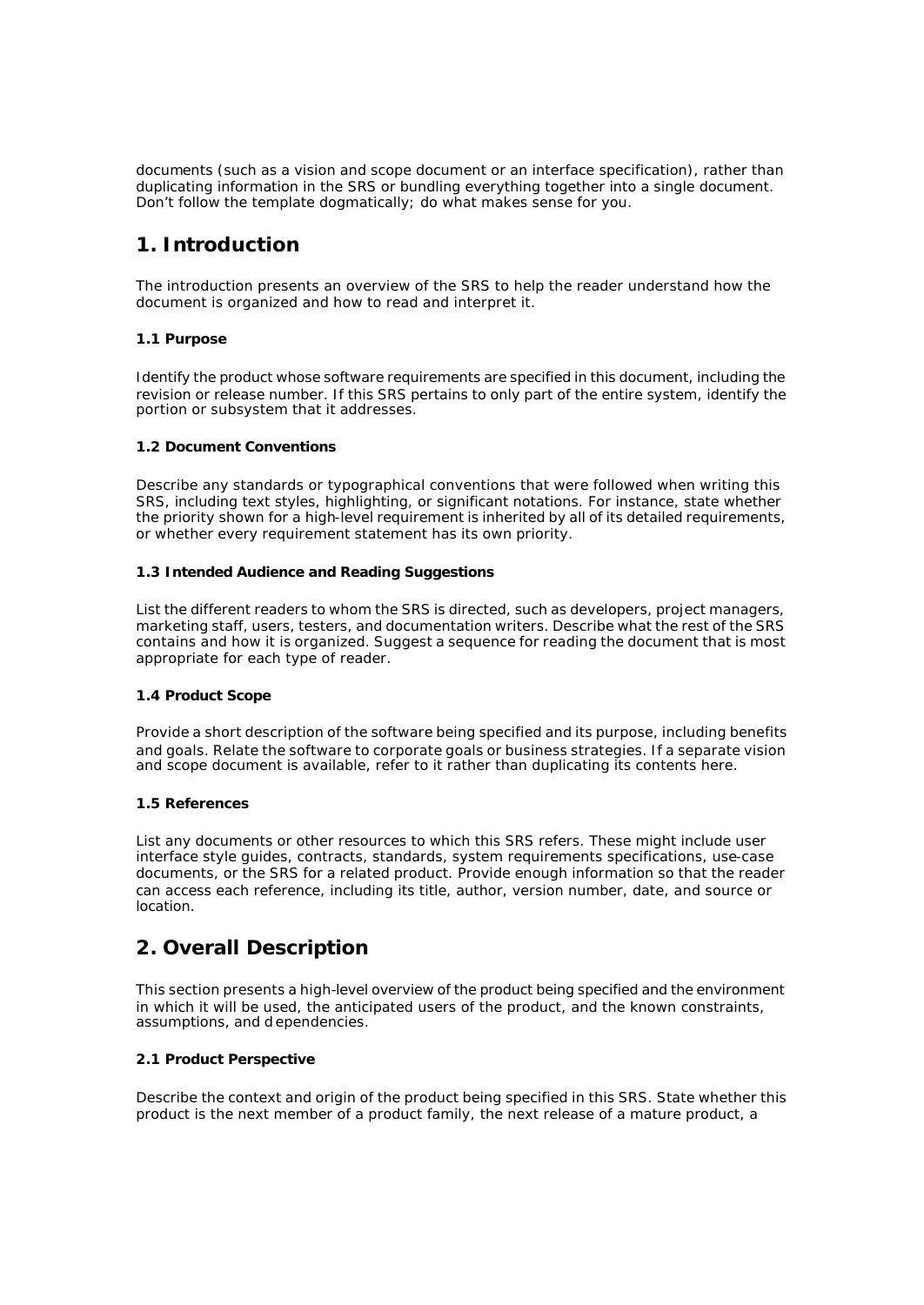documents (such as a vision and scope document or an interface specification), rather than duplicating information in the SRS or bundling everything together into a single document. Don't follow the template dogmatically; do what makes sense for you.

## 1. Introduction

The introduction presents an overview of the SRS to help the reader understand how the document is organized and how to read and interpret it.

### 1.1 Purpose

Identify the product whose software requirements are specified in this document, including the revision or release number. If this SRS pertains to only part of the entire system, identify the portion or subsystem that it addresses.

### 1.2 Document Conventions

Describe any standards or typographical conventions that were followed when writing this SRS, including text styles, highlighting, or significant notations. For instance, state whether the priority shown for a high-level requirement is inherited by all of its detailed requirements, or whether every requirement statement has its own priority.

### 1.3 Intended Audience and Reading Suggestions

List the different readers to whom the SRS is directed, such as developers, project managers, marketing staff, users, testers, and documentation writers. Describe what the rest of the SRS contains and how it is organized. Suggest a sequence for reading the document that is most appropriate for each type of reader.

### 1.4 Product Scope

Provide a short description of the software being specified and its purpose, including benefits and goals. Relate the software to corporate goals or business strategies. If a separate vision and scope document is available, refer to it rather than duplicating its contents here.

### 1.5 References

List any documents or other resources to which this SRS refers. These might include user interface style guides, contracts, standards, system requirements specifications, use-case documents, or the SRS for a related product. Provide enough information so that the reader can access each reference, including its title, author, version number, date, and source or location.

## 2. Overall Description

This section presents a high-level overview of the product being specified and the environment in which it will be used, the anticipated users of the product, and the known constraints, assumptions, and dependencies.

### 2.1 Product Perspective

Describe the context and origin of the product being specified in this SRS. State whether this product is the next member of a product family, the next release of a mature product, a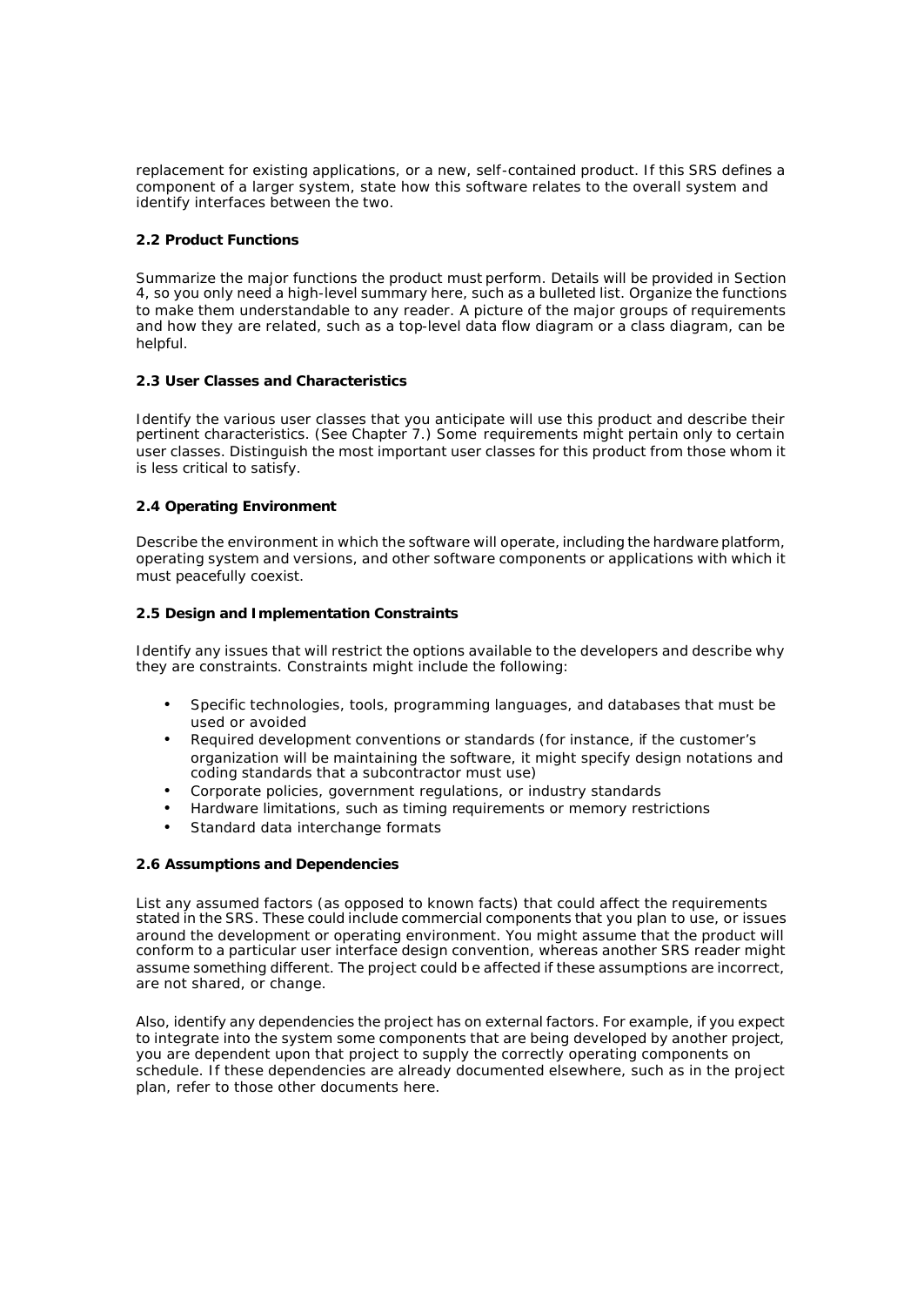replacement for existing applications, or a new, self-contained product. If this SRS defines a component of a larger system, state how this software relates to the overall system and identify interfaces between the two.

### 2.2 Product Functions

Summarize the major functions the product must perform. Details will be provided in Section 4, so you only need a high-level summary here, such as a bulleted list. Organize the functions to make them understandable to any reader. A picture of the major groups of requirements and how they are related, such as a top-level data flow diagram or a class diagram, can be helpful.

### 2.3 User Classes and Characteristics

Identify the various user classes that you anticipate will use this product and describe their pertinent characteristics. (See Chapter 7.) Some requirements might pertain only to certain user classes. Distinguish the most important user classes for this product from those whom it is less critical to satisfy.

### 2.4 Operating Environment

Describe the environment in which the software will operate, including the hardware platform, operating system and versions, and other software components or applications with which it must peacefully coexist.

### 2.5 Design and Implementation Constraints

Identify any issues that will restrict the options available to the developers and describe why they are constraints. Constraints might include the following:

- Specific technologies, tools, programming languages, and databases that must be used or avoided
- Required development conventions or standards (for instance, if the customer's organization will be maintaining the software, it might specify design notations and coding standards that a subcontractor must use)
- Corporate policies, government regulations, or industry standards
- Hardware limitations, such as timing requirements or memory restrictions
- Standard data interchange formats

### 2.6 Assumptions and Dependencies

List any assumed factors (as opposed to known facts) that could affect the requirements stated in the SRS. These could include commercial components that you plan to use, or issues around the development or operating environment. You might assume that the product will conform to a particular user interface design convention, whereas another SRS reader might assume something different. The project could be affected if these assumptions are incorrect, are not shared, or change.

Also, identify any dependencies the project has on external factors. For example, if you expect to integrate into the system some components that are being developed by another project, you are dependent upon that project to supply the correctly operating components on schedule. If these dependencies are already documented elsewhere, such as in the project plan, refer to those other documents here.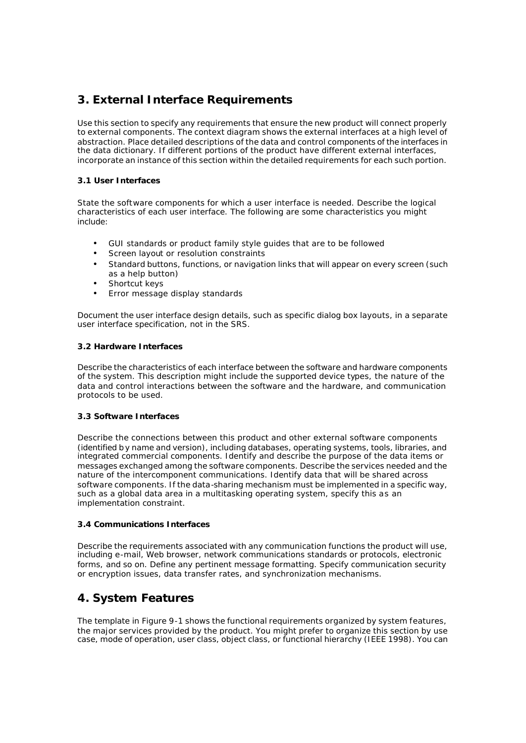## 3. External Interface Requirements

Use this section to specify any requirements that ensure the new product will connect properly to external components. The context diagram shows the external interfaces at a high level of abstraction. Place detailed descriptions of the data and control components of the interfaces in the data dictionary. If different portions of the product have different external interfaces, incorporate an instance of this section within the detailed requirements for each such portion.

### 3.1 User Interfaces

State the software components for which a user interface is needed. Describe the logical characteristics of each user interface. The following are some characteristics you might include:

- GUI standards or product family style guides that are to be followed
- Screen layout or resolution constraints
- Standard buttons, functions, or navigation links that will appear on every screen (such as a help button)
- Shortcut keys
- Error message display standards

Document the user interface design details, such as specific dialog box layouts, in a separate user interface specification, not in the SRS.

### 3.2 Hardware Interfaces

Describe the characteristics of each interface between the software and hardware components of the system. This description might include the supported device types, the nature of the data and control interactions between the software and the hardware, and communication protocols to be used.

### 3.3 Software Interfaces

Describe the connections between this product and other external software components (identified by name and version), including databases, operating systems, tools, libraries, and integrated commercial components. Identify and describe the purpose of the data items or messages exchanged among the software components. Describe the services needed and the nature of the intercomponent communications. Identify data that will be shared across software components. If the data-sharing mechanism must be implemented in a specific way, such as a global data area in a multitasking operating system, specify this as an implementation constraint.

### 3.4 Communications Interfaces

Describe the requirements associated with any communication functions the product will use, including e-mail, Web browser, network communications standards or protocols, electronic forms, and so on. Define any pertinent message formatting. Specify communication security or encryption issues, data transfer rates, and synchronization mechanisms.

## 4. System Features

The template in Figure 9-1 shows the functional requirements organized by system features, the major services provided by the product. You might prefer to organize this section by use case, mode of operation, user class, object class, or functional hierarchy (IEEE 1998). You can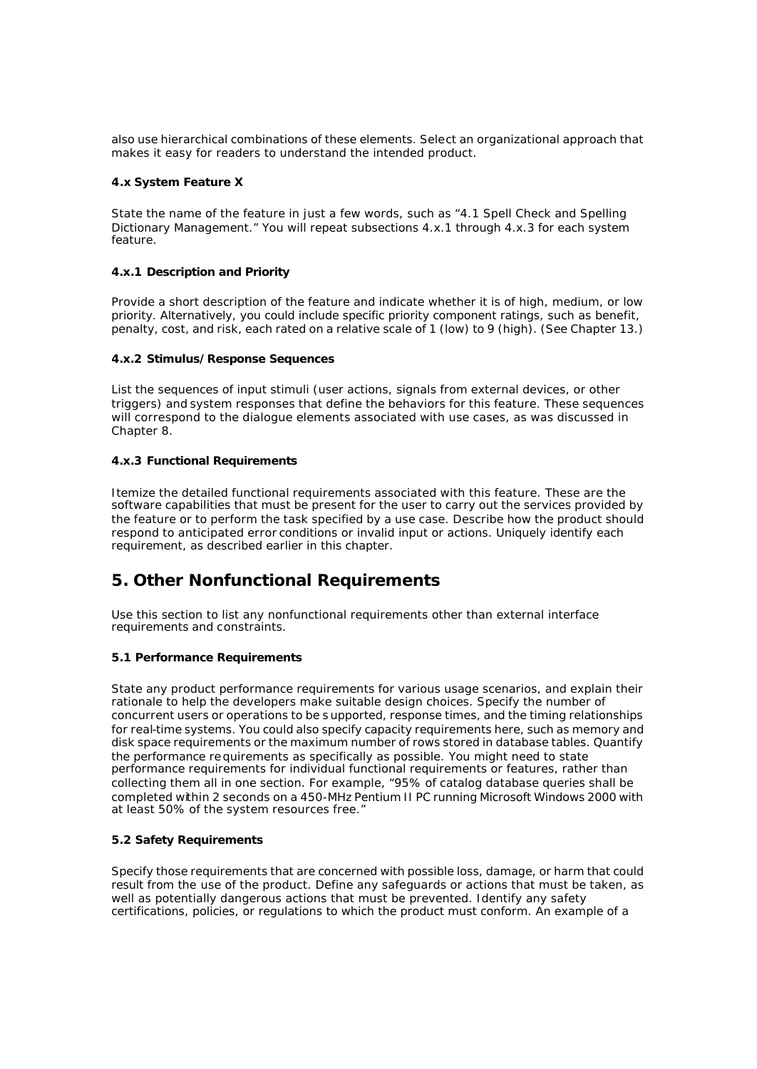also use hierarchical combinations of these elements. Select an organizational approach that makes it easy for readers to understand the intended product.

#### 4.x System Feature X

State the name of the feature in just a few words, such as "4.1 Spell Check and Spelling Dictionary Management." You will repeat subsections 4.x.1 through 4.x.3 for each system feature.

#### 4.x.1 Description and Priority

Provide a short description of the feature and indicate whether it is of high, medium, or low priority. Alternatively, you could include specific priority component ratings, such as benefit, penalty, cost, and risk, each rated on a relative scale of 1 (low) to 9 (high). (See Chapter 13.)

#### 4.x.2 Stimulus/Response Sequences

List the sequences of input stimuli (user actions, signals from external devices, or other triggers) and system responses that define the behaviors for this feature. These sequences will correspond to the dialogue elements associated with use cases, as was discussed in Chapter 8.

#### 4.x.3 Functional Requirements

Itemize the detailed functional requirements associated with this feature. These are the software capabilities that must be present for the user to carry out the services provided by the feature or to perform the task specified by a use case. Describe how the product should respond to anticipated error conditions or invalid input or actions. Uniquely identify each requirement, as described earlier in this chapter.

## 5. Other Nonfunctional Requirements

Use this section to list any nonfunctional requirements other than external interface requirements and constraints.

#### 5.1 Performance Requirements

State any product performance requirements for various usage scenarios, and explain their rationale to help the developers make suitable design choices. Specify the number of concurrent users or operations to be supported, response times, and the timing relationships for real-time systems. You could also specify capacity requirements here, such as memory and disk space requirements or the maximum number of rows stored in database tables. Quantify the performance requirements as specifically as possible. You might need to state performance requirements for individual functional requirements or features, rather than collecting them all in one section. For example, "95% of catalog database queries shall be completed within 2 seconds on a 450-MHz Pentium II PC running Microsoft Windows 2000 with at least 50% of the system resources free."

#### 5.2 Safety Requirements

Specify those requirements that are concerned with possible loss, damage, or harm that could result from the use of the product. Define any safeguards or actions that must be taken, as well as potentially dangerous actions that must be prevented. Identify any safety certifications, policies, or regulations to which the product must conform. An example of a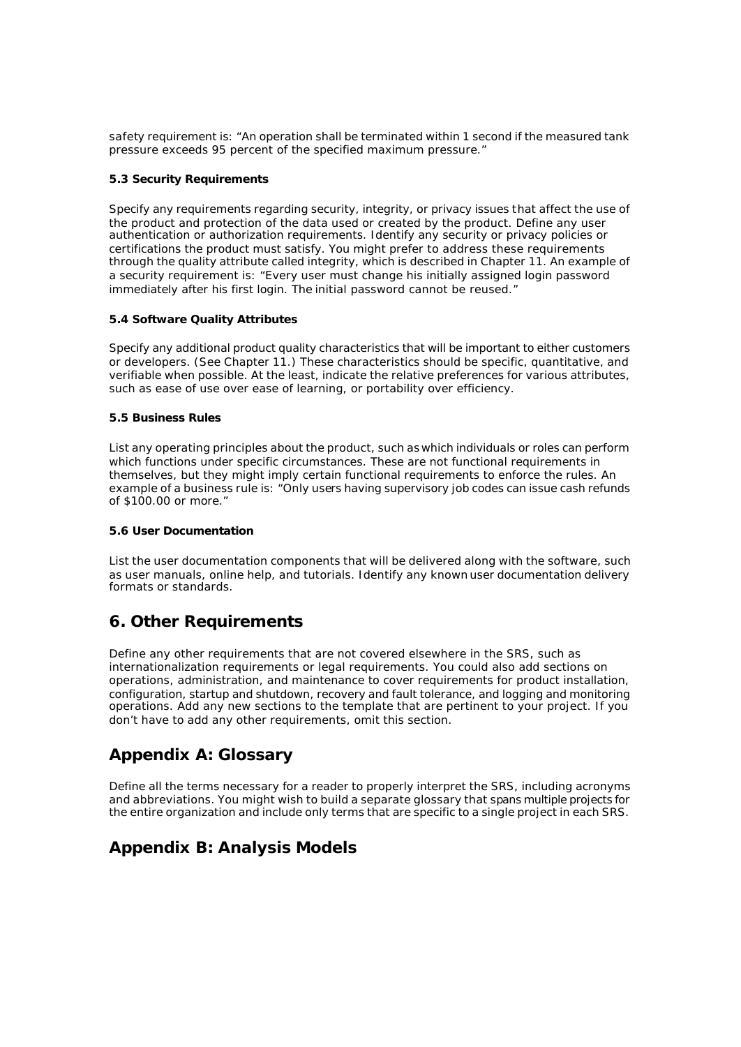safety requirement is: “An operation shall be terminated within 1 second if the measured tank pressure exceeds 95 percent of the specified maximum pressure.”

### 5.3 Security Requirements

Specify any requirements regarding security, integrity, or privacy issues that affect the use of the product and protection of the data used or created by the product. Define any user authentication or authorization requirements. Identify any security or privacy policies or certifications the product must satisfy. You might prefer to address these requirements through the quality attribute called integrity, which is described in Chapter 11. An example of a security requirement is: “Every user must change his initially assigned login password immediately after his first login. The initial password cannot be reused.”

### 5.4 Software Quality Attributes

Specify any additional product quality characteristics that will be important to either customers or developers. (See Chapter 11.) These characteristics should be specific, quantitative, and verifiable when possible. At the least, indicate the relative preferences for various attributes, such as ease of use over ease of learning, or portability over efficiency.

### 5.5 Business Rules

List any operating principles about the product, such as which individuals or roles can perform which functions under specific circumstances. These are not functional requirements in themselves, but they might imply certain functional requirements to enforce the rules. An example of a business rule is: “Only users having supervisory job codes can issue cash refunds of $100.00 or more.”

### 5.6 User Documentation

List the user documentation components that will be delivered along with the software, such as user manuals, online help, and tutorials. Identify any known user documentation delivery formats or standards.

## 6. Other Requirements

Define any other requirements that are not covered elsewhere in the SRS, such as internationalization requirements or legal requirements. You could also add sections on operations, administration, and maintenance to cover requirements for product installation, configuration, startup and shutdown, recovery and fault tolerance, and logging and monitoring operations. Add any new sections to the template that are pertinent to your project. If you don’t have to add any other requirements, omit this section.

## Appendix A: Glossary

Define all the terms necessary for a reader to properly interpret the SRS, including acronyms and abbreviations. You might wish to build a separate glossary that spans multiple projects for the entire organization and include only terms that are specific to a single project in each SRS.

## Appendix B: Analysis Models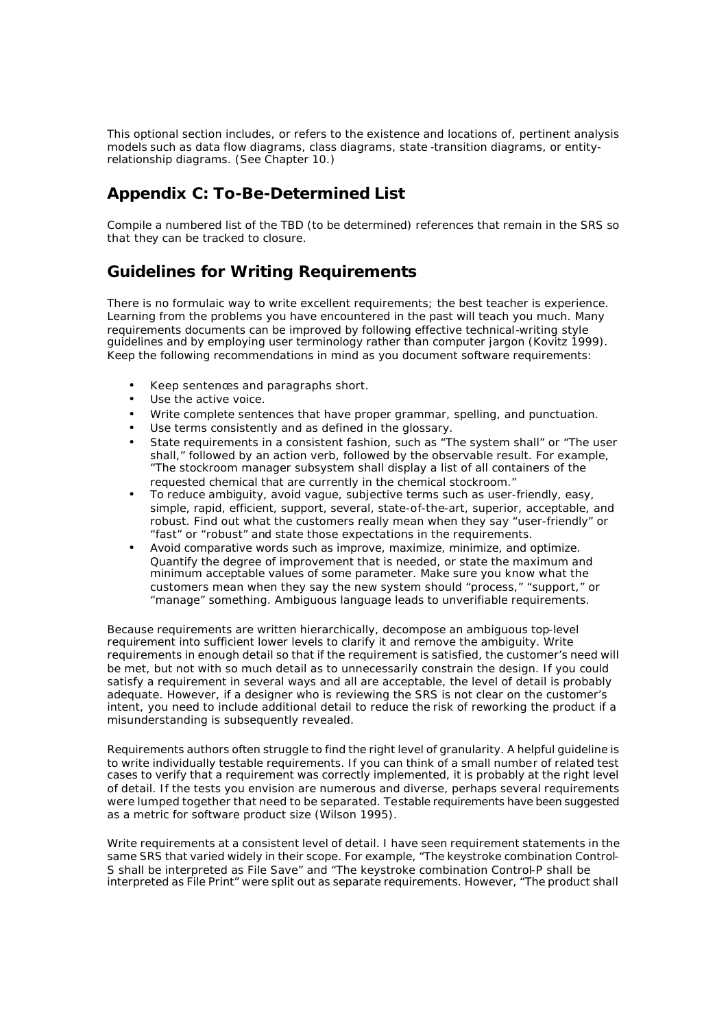This optional section includes, or refers to the existence and locations of, pertinent analysis models such as data flow diagrams, class diagrams, state-transition diagrams, or entity-relationship diagrams. (See Chapter 10.)

## Appendix C: To-Be-Determined List

Compile a numbered list of the TBD (to be determined) references that remain in the SRS so that they can be tracked to closure.

## Guidelines for Writing Requirements

There is no formulaic way to write excellent requirements; the best teacher is experience. Learning from the problems you have encountered in the past will teach you much. Many requirements documents can be improved by following effective technical-writing style guidelines and by employing user terminology rather than computer jargon (Kovitz 1999). Keep the following recommendations in mind as you document software requirements:

- Keep sentences and paragraphs short.
- Use the active voice.
- Write complete sentences that have proper grammar, spelling, and punctuation.
- Use terms consistently and as defined in the glossary.
- State requirements in a consistent fashion, such as "The system shall" or "The user shall," followed by an action verb, followed by the observable result. For example, "The stockroom manager subsystem shall display a list of all containers of the requested chemical that are currently in the chemical stockroom."
- To reduce ambiguity, avoid vague, subjective terms such as user-friendly, easy, simple, rapid, efficient, support, several, state-of-the-art, superior, acceptable, and robust. Find out what the customers really mean when they say "user-friendly" or "fast" or "robust" and state those expectations in the requirements.
- Avoid comparative words such as improve, maximize, minimize, and optimize. Quantify the degree of improvement that is needed, or state the maximum and minimum acceptable values of some parameter. Make sure you know what the customers mean when they say the new system should "process," "support," or "manage" something. Ambiguous language leads to unverifiable requirements.

Because requirements are written hierarchically, decompose an ambiguous top-level requirement into sufficient lower levels to clarify it and remove the ambiguity. Write requirements in enough detail so that if the requirement is satisfied, the customer's need will be met, but not with so much detail as to unnecessarily constrain the design. If you could satisfy a requirement in several ways and all are acceptable, the level of detail is probably adequate. However, if a designer who is reviewing the SRS is not clear on the customer's intent, you need to include additional detail to reduce the risk of reworking the product if a misunderstanding is subsequently revealed.

Requirements authors often struggle to find the right level of granularity. A helpful guideline is to write individually testable requirements. If you can think of a small number of related test cases to verify that a requirement was correctly implemented, it is probably at the right level of detail. If the tests you envision are numerous and diverse, perhaps several requirements were lumped together that need to be separated. Testable requirements have been suggested as a metric for software product size (Wilson 1995).

Write requirements at a consistent level of detail. I have seen requirement statements in the same SRS that varied widely in their scope. For example, "The keystroke combination Control-S shall be interpreted as File Save" and "The keystroke combination Control-P shall be interpreted as File Print" were split out as separate requirements. However, "The product shall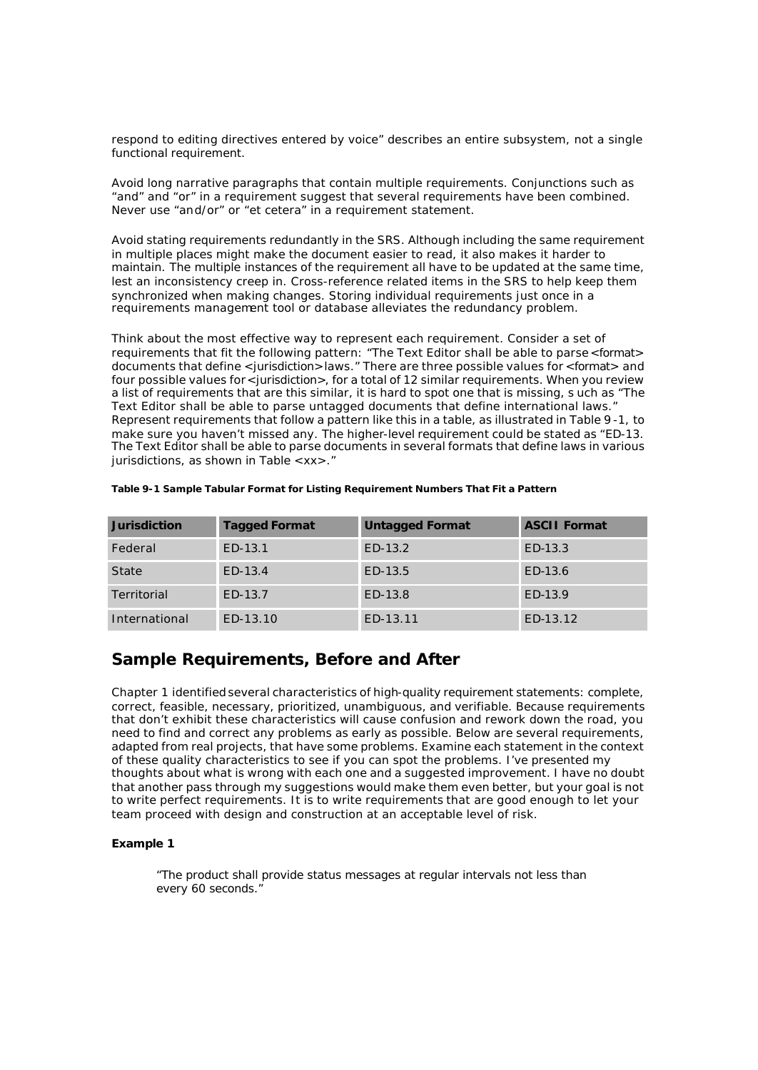respond to editing directives entered by voice" describes an entire subsystem, not a single functional requirement.

Avoid long narrative paragraphs that contain multiple requirements. Conjunctions such as "and" and "or" in a requirement suggest that several requirements have been combined. Never use "and/or" or "et cetera" in a requirement statement.

Avoid stating requirements redundantly in the SRS. Although including the same requirement in multiple places might make the document easier to read, it also makes it harder to maintain. The multiple instances of the requirement all have to be updated at the same time, lest an inconsistency creep in. Cross-reference related items in the SRS to help keep them synchronized when making changes. Storing individual requirements just once in a requirements management tool or database alleviates the redundancy problem.

Think about the most effective way to represent each requirement. Consider a set of requirements that fit the following pattern: "The Text Editor shall be able to parse <format> documents that define <jurisdiction> laws." There are three possible values for <format> and four possible values for <jurisdiction>, for a total of 12 similar requirements. When you review a list of requirements that are this similar, it is hard to spot one that is missing, such as "The Text Editor shall be able to parse untagged documents that define international laws." Represent requirements that follow a pattern like this in a table, as illustrated in Table 9-1, to make sure you haven't missed any. The higher-level requirement could be stated as "ED-13. The Text Editor shall be able to parse documents in several formats that define laws in various jurisdictions, as shown in Table <xx>."

**Table 9-1 Sample Tabular Format for Listing Requirement Numbers That Fit a Pattern**

| Jurisdiction | Tagged Format | Untagged Format | ASCII Format |
|---|---|---|---|
| Federal | ED-13.1 | ED-13.2 | ED-13.3 |
| State | ED-13.4 | ED-13.5 | ED-13.6 |
| Territorial | ED-13.7 | ED-13.8 | ED-13.9 |
| International | ED-13.10 | ED-13.11 | ED-13.12 |

## Sample Requirements, Before and After

Chapter 1 identified several characteristics of high-quality requirement statements: complete, correct, feasible, necessary, prioritized, unambiguous, and verifiable. Because requirements that don't exhibit these characteristics will cause confusion and rework down the road, you need to find and correct any problems as early as possible. Below are several requirements, adapted from real projects, that have some problems. Examine each statement in the context of these quality characteristics to see if you can spot the problems. I've presented my thoughts about what is wrong with each one and a suggested improvement. I have no doubt that another pass through my suggestions would make them even better, but your goal is not to write perfect requirements. It is to write requirements that are good enough to let your team proceed with design and construction at an acceptable level of risk.

**Example 1**

> "The product shall provide status messages at regular intervals not less than every 60 seconds."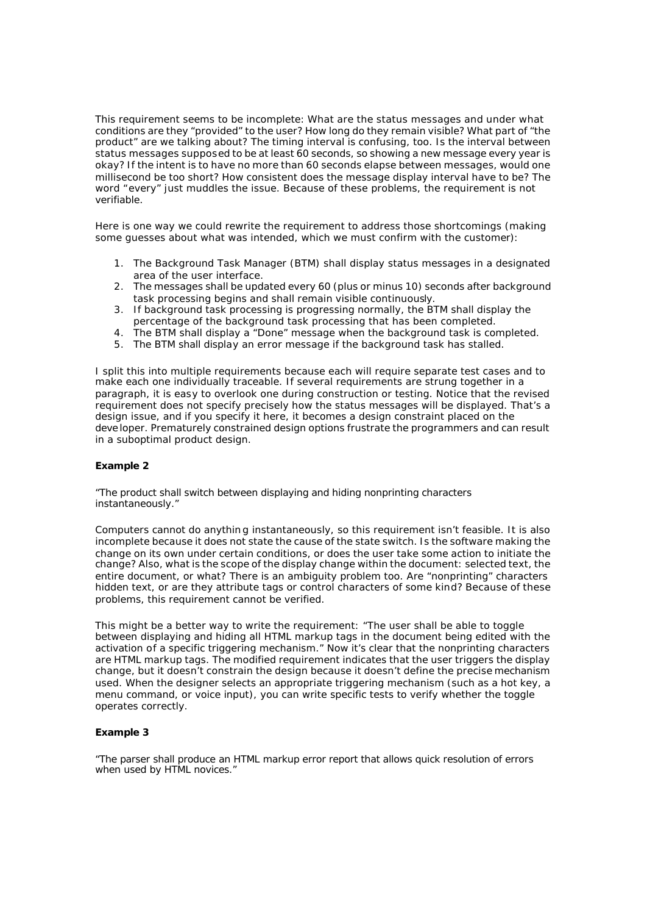This requirement seems to be incomplete: What are the status messages and under what conditions are they "provided" to the user? How long do they remain visible? What part of "the product" are we talking about? The timing interval is confusing, too. Is the interval between status messages supposed to be at least 60 seconds, so showing a new message every year is okay? If the intent is to have no more than 60 seconds elapse between messages, would one millisecond be too short? How consistent does the message display interval have to be? The word "every" just muddles the issue. Because of these problems, the requirement is not verifiable.

Here is one way we could rewrite the requirement to address those shortcomings (making some guesses about what was intended, which we must confirm with the customer):

1. The Background Task Manager (BTM) shall display status messages in a designated area of the user interface.
2. The messages shall be updated every 60 (plus or minus 10) seconds after background task processing begins and shall remain visible continuously.
3. If background task processing is progressing normally, the BTM shall display the percentage of the background task processing that has been completed.
4. The BTM shall display a "Done" message when the background task is completed.
5. The BTM shall display an error message if the background task has stalled.

I split this into multiple requirements because each will require separate test cases and to make each one individually traceable. If several requirements are strung together in a paragraph, it is easy to overlook one during construction or testing. Notice that the revised requirement does not specify precisely how the status messages will be displayed. That's a design issue, and if you specify it here, it becomes a design constraint placed on the developer. Prematurely constrained design options frustrate the programmers and can result in a suboptimal product design.

**Example 2**

"The product shall switch between displaying and hiding nonprinting characters instantaneously."

Computers cannot do anything instantaneously, so this requirement isn't feasible. It is also incomplete because it does not state the cause of the state switch. Is the software making the change on its own under certain conditions, or does the user take some action to initiate the change? Also, what is the scope of the display change within the document: selected text, the entire document, or what? There is an ambiguity problem too. Are "nonprinting" characters hidden text, or are they attribute tags or control characters of some kind? Because of these problems, this requirement cannot be verified.

This might be a better way to write the requirement: "The user shall be able to toggle between displaying and hiding all HTML markup tags in the document being edited with the activation of a specific triggering mechanism." Now it's clear that the nonprinting characters are HTML markup tags. The modified requirement indicates that the user triggers the display change, but it doesn't constrain the design because it doesn't define the precise mechanism used. When the designer selects an appropriate triggering mechanism (such as a hot key, a menu command, or voice input), you can write specific tests to verify whether the toggle operates correctly.

**Example 3**

"The parser shall produce an HTML markup error report that allows quick resolution of errors when used by HTML novices."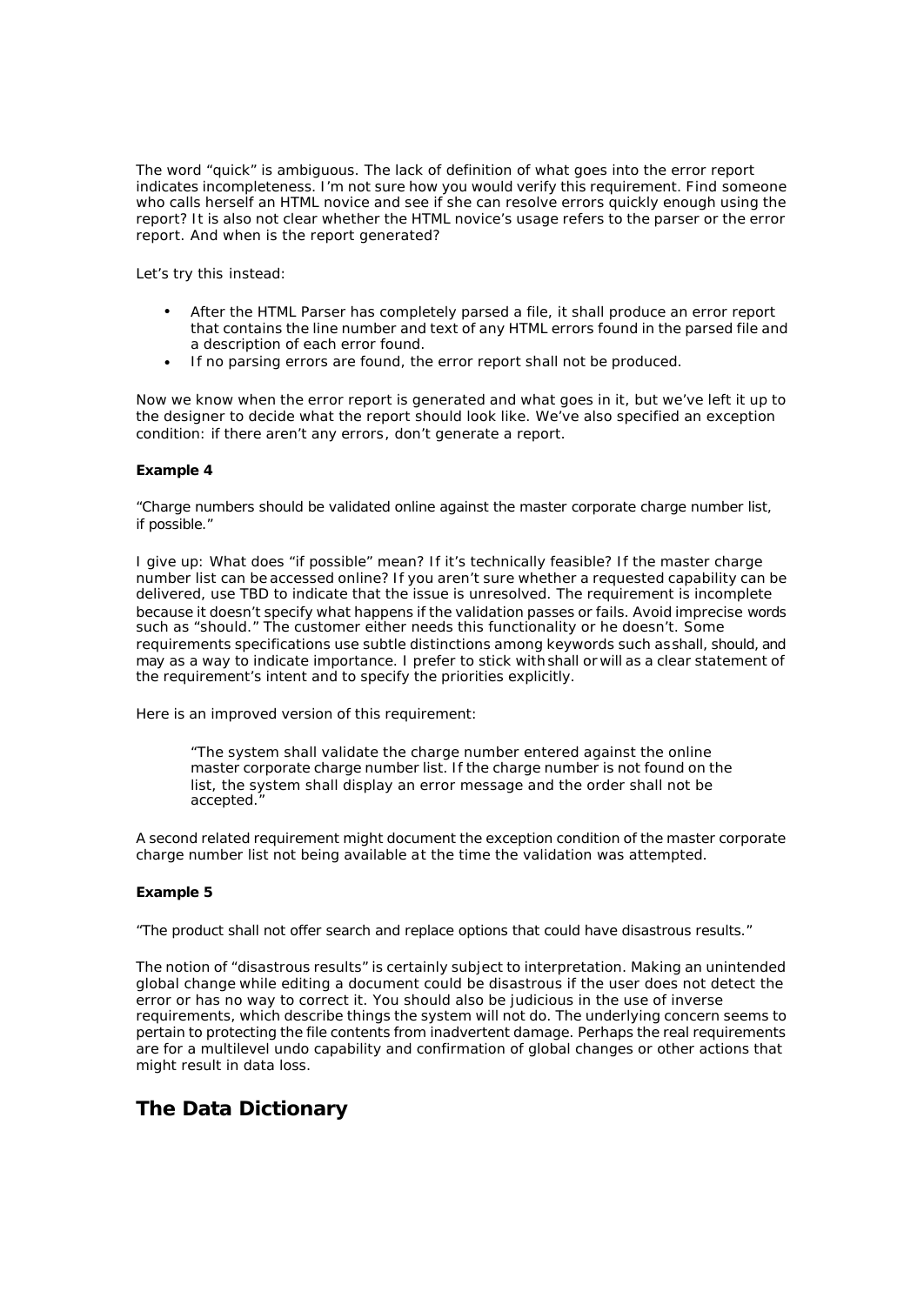The word "quick" is ambiguous. The lack of definition of what goes into the error report indicates incompleteness. I'm not sure how you would verify this requirement. Find someone who calls herself an HTML novice and see if she can resolve errors quickly enough using the report? It is also not clear whether the HTML novice's usage refers to the parser or the error report. And when is the report generated?

Let's try this instead:

- After the HTML Parser has completely parsed a file, it shall produce an error report that contains the line number and text of any HTML errors found in the parsed file and a description of each error found.
- If no parsing errors are found, the error report shall not be produced.

Now we know when the error report is generated and what goes in it, but we've left it up to the designer to decide what the report should look like. We've also specified an exception condition: if there aren't any errors, don't generate a report.

**Example 4**

"Charge numbers should be validated online against the master corporate charge number list, if possible."

I give up: What does "if possible" mean? If it's technically feasible? If the master charge number list can be accessed online? If you aren't sure whether a requested capability can be delivered, use TBD to indicate that the issue is unresolved. The requirement is incomplete because it doesn't specify what happens if the validation passes or fails. Avoid imprecise words such as "should." The customer either needs this functionality or he doesn't. Some requirements specifications use subtle distinctions among keywords such as *shall*, *should*, and *may* as a way to indicate importance. I prefer to stick with *shall* or *will* as a clear statement of the requirement's intent and to specify the priorities explicitly.

Here is an improved version of this requirement:

> "The system shall validate the charge number entered against the online master corporate charge number list. If the charge number is not found on the list, the system shall display an error message and the order shall not be accepted."

A second related requirement might document the exception condition of the master corporate charge number list not being available at the time the validation was attempted.

**Example 5**

"The product shall not offer search and replace options that could have disastrous results."

The notion of "disastrous results" is certainly subject to interpretation. Making an unintended global change while editing a document could be disastrous if the user does not detect the error or has no way to correct it. You should also be judicious in the use of inverse requirements, which describe things the system will not do. The underlying concern seems to pertain to protecting the file contents from inadvertent damage. Perhaps the real requirements are for a multilevel undo capability and confirmation of global changes or other actions that might result in data loss.

## The Data Dictionary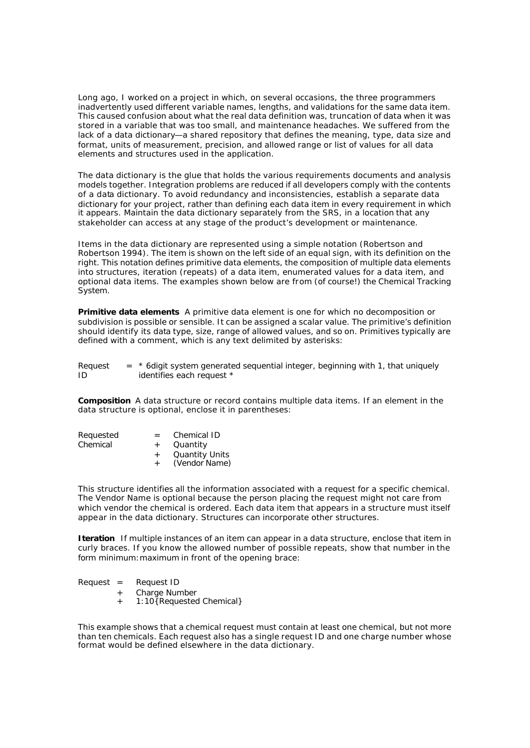Long ago, I worked on a project in which, on several occasions, the three programmers inadvertently used different variable names, lengths, and validations for the same data item. This caused confusion about what the real data definition was, truncation of data when it was stored in a variable that was too small, and maintenance headaches. We suffered from the lack of a data dictionary—a shared repository that defines the meaning, type, data size and format, units of measurement, precision, and allowed range or list of values for all data elements and structures used in the application.

The data dictionary is the glue that holds the various requirements documents and analysis models together. Integration problems are reduced if all developers comply with the contents of a data dictionary. To avoid redundancy and inconsistencies, establish a separate data dictionary for your project, rather than defining each data item in every requirement in which it appears. Maintain the data dictionary separately from the SRS, in a location that any stakeholder can access at any stage of the product's development or maintenance.

Items in the data dictionary are represented using a simple notation (Robertson and Robertson 1994). The item is shown on the left side of an equal sign, with its definition on the right. This notation defines primitive data elements, the composition of multiple data elements into structures, iteration (repeats) of a data item, enumerated values for a data item, and optional data items. The examples shown below are from (of course!) the Chemical Tracking System.

**Primitive data elements** A primitive data element is one for which no decomposition or subdivision is possible or sensible. It can be assigned a scalar value. The primitive's definition should identify its data type, size, range of allowed values, and so on. Primitives typically are defined with a comment, which is any text delimited by asterisks:

```
Request ID  =  * 6digit system generated sequential integer, beginning with 1, that uniquely
                 identifies each request *
```

**Composition** A data structure or record contains multiple data items. If an element in the data structure is optional, enclose it in parentheses:

```
Requested Chemical  =  Chemical ID
                    +  Quantity
                    +  Quantity Units
                    +  (Vendor Name)
```

This structure identifies all the information associated with a request for a specific chemical. The Vendor Name is optional because the person placing the request might not care from which vendor the chemical is ordered. Each data item that appears in a structure must itself appear in the data dictionary. Structures can incorporate other structures.

**Iteration** If multiple instances of an item can appear in a data structure, enclose that item in curly braces. If you know the allowed number of possible repeats, show that number in the form minimum:maximum in front of the opening brace:

```
Request  =  Request ID
         +  Charge Number
         +  1:10{Requested Chemical}
```

This example shows that a chemical request must contain at least one chemical, but not more than ten chemicals. Each request also has a single request ID and one charge number whose format would be defined elsewhere in the data dictionary.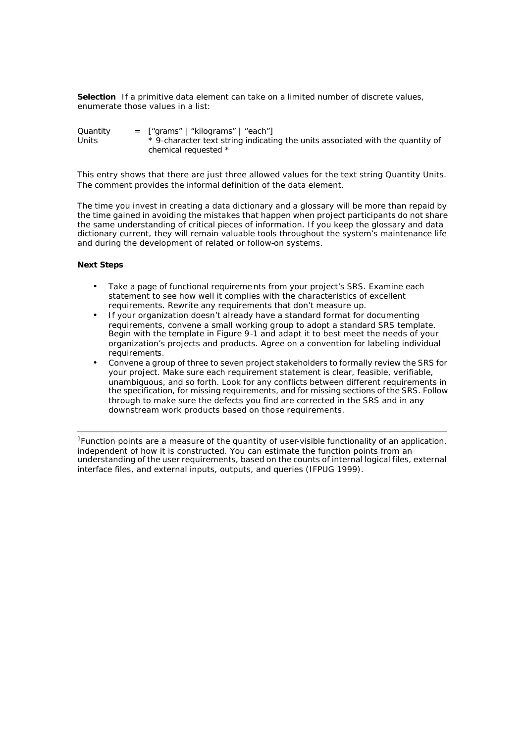**Selection** If a primitive data element can take on a limited number of discrete values, enumerate those values in a list:

| | | |
|---|---|---|
| Quantity Units | = | ["grams" \| "kilograms" \| "each"] * 9-character text string indicating the units associated with the quantity of chemical requested * |

This entry shows that there are just three allowed values for the text string Quantity Units. The comment provides the informal definition of the data element.

The time you invest in creating a data dictionary and a glossary will be more than repaid by the time gained in avoiding the mistakes that happen when project participants do not share the same understanding of critical pieces of information. If you keep the glossary and data dictionary current, they will remain valuable tools throughout the system's maintenance life and during the development of related or follow-on systems.

**Next Steps**

- Take a page of functional requirements from your project's SRS. Examine each statement to see how well it complies with the characteristics of excellent requirements. Rewrite any requirements that don't measure up.
- If your organization doesn't already have a standard format for documenting requirements, convene a small working group to adopt a standard SRS template. Begin with the template in Figure 9-1 and adapt it to best meet the needs of your organization's projects and products. Agree on a convention for labeling individual requirements.
- Convene a group of three to seven project stakeholders to formally review the SRS for your project. Make sure each requirement statement is clear, feasible, verifiable, unambiguous, and so forth. Look for any conflicts between different requirements in the specification, for missing requirements, and for missing sections of the SRS. Follow through to make sure the defects you find are corrected in the SRS and in any downstream work products based on those requirements.

---

[1]Function points are a measure of the quantity of user-visible functionality of an application, independent of how it is constructed. You can estimate the function points from an understanding of the user requirements, based on the counts of internal logical files, external interface files, and external inputs, outputs, and queries (IFPUG 1999).